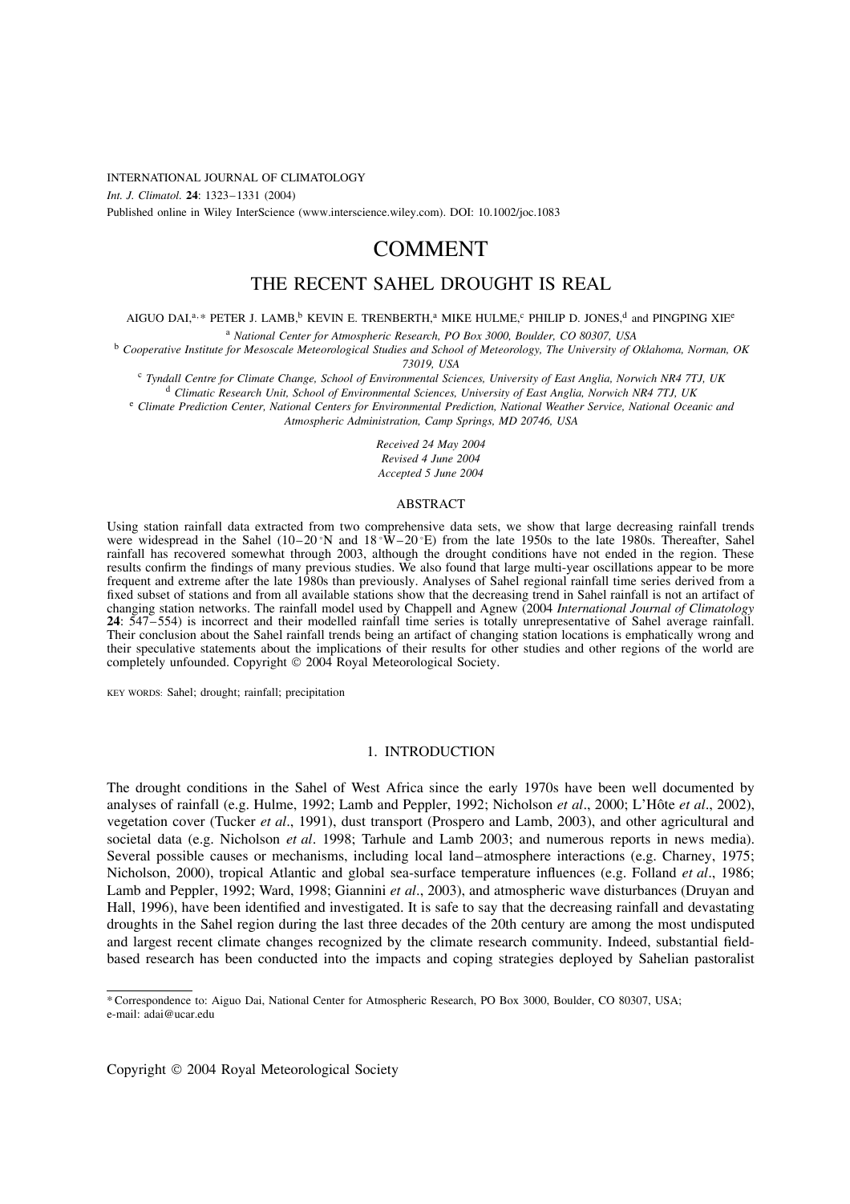INTERNATIONAL JOURNAL OF CLIMATOLOGY
*Int. J. Climatol.* **24**: 1323–1331 (2004)
Published online in Wiley InterScience (www.interscience.wiley.com). DOI: 10.1002/joc.1083

# COMMENT

## THE RECENT SAHEL DROUGHT IS REAL

AIGUO DAI,[a,*] PETER J. LAMB,[b] KEVIN E. TRENBERTH,[a] MIKE HULME,[c] PHILIP D. JONES,[d] and PINGPING XIE[e]

[a] *National Center for Atmospheric Research, PO Box 3000, Boulder, CO 80307, USA*
[b] *Cooperative Institute for Mesoscale Meteorological Studies and School of Meteorology, The University of Oklahoma, Norman, OK 73019, USA*
[c] *Tyndall Centre for Climate Change, School of Environmental Sciences, University of East Anglia, Norwich NR4 7TJ, UK*
[d] *Climatic Research Unit, School of Environmental Sciences, University of East Anglia, Norwich NR4 7TJ, UK*
[e] *Climate Prediction Center, National Centers for Environmental Prediction, National Weather Service, National Oceanic and Atmospheric Administration, Camp Springs, MD 20746, USA*

*Received 24 May 2004*
*Revised 4 June 2004*
*Accepted 5 June 2004*

### ABSTRACT

Using station rainfall data extracted from two comprehensive data sets, we show that large decreasing rainfall trends were widespread in the Sahel (10–20 °N and 18 °W–20 °E) from the late 1950s to the late 1980s. Thereafter, Sahel rainfall has recovered somewhat through 2003, although the drought conditions have not ended in the region. These results confirm the findings of many previous studies. We also found that large multi-year oscillations appear to be more frequent and extreme after the late 1980s than previously. Analyses of Sahel regional rainfall time series derived from a fixed subset of stations and from all available stations show that the decreasing trend in Sahel rainfall is not an artifact of changing station networks. The rainfall model used by Chappell and Agnew (2004 *International Journal of Climatology* **24**: 547–554) is incorrect and their modelled rainfall time series is totally unrepresentative of Sahel average rainfall. Their conclusion about the Sahel rainfall trends being an artifact of changing station locations is emphatically wrong and their speculative statements about the implications of their results for other studies and other regions of the world are completely unfounded. Copyright © 2004 Royal Meteorological Society.

KEY WORDS: Sahel; drought; rainfall; precipitation

### 1. INTRODUCTION

The drought conditions in the Sahel of West Africa since the early 1970s have been well documented by analyses of rainfall (e.g. Hulme, 1992; Lamb and Peppler, 1992; Nicholson *et al*., 2000; L'Hôte *et al*., 2002), vegetation cover (Tucker *et al*., 1991), dust transport (Prospero and Lamb, 2003), and other agricultural and societal data (e.g. Nicholson *et al*. 1998; Tarhule and Lamb 2003; and numerous reports in news media). Several possible causes or mechanisms, including local land–atmosphere interactions (e.g. Charney, 1975; Nicholson, 2000), tropical Atlantic and global sea-surface temperature influences (e.g. Folland *et al*., 1986; Lamb and Peppler, 1992; Ward, 1998; Giannini *et al*., 2003), and atmospheric wave disturbances (Druyan and Hall, 1996), have been identified and investigated. It is safe to say that the decreasing rainfall and devastating droughts in the Sahel region during the last three decades of the 20th century are among the most undisputed and largest recent climate changes recognized by the climate research community. Indeed, substantial field-based research has been conducted into the impacts and coping strategies deployed by Sahelian pastoralist

* Correspondence to: Aiguo Dai, National Center for Atmospheric Research, PO Box 3000, Boulder, CO 80307, USA; e-mail: adai@ucar.edu

Copyright © 2004 Royal Meteorological Society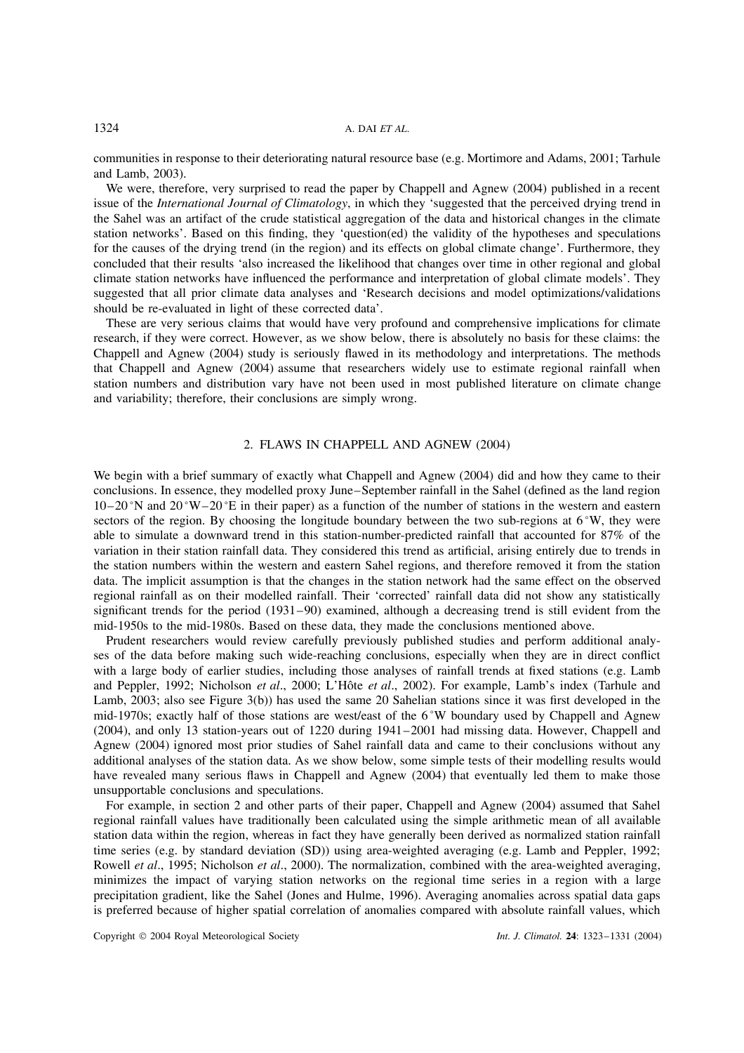communities in response to their deteriorating natural resource base (e.g. Mortimore and Adams, 2001; Tarhule and Lamb, 2003).

We were, therefore, very surprised to read the paper by Chappell and Agnew (2004) published in a recent issue of the *International Journal of Climatology*, in which they 'suggested that the perceived drying trend in the Sahel was an artifact of the crude statistical aggregation of the data and historical changes in the climate station networks'. Based on this finding, they 'question(ed) the validity of the hypotheses and speculations for the causes of the drying trend (in the region) and its effects on global climate change'. Furthermore, they concluded that their results 'also increased the likelihood that changes over time in other regional and global climate station networks have influenced the performance and interpretation of global climate models'. They suggested that all prior climate data analyses and 'Research decisions and model optimizations/validations should be re-evaluated in light of these corrected data'.

These are very serious claims that would have very profound and comprehensive implications for climate research, if they were correct. However, as we show below, there is absolutely no basis for these claims: the Chappell and Agnew (2004) study is seriously flawed in its methodology and interpretations. The methods that Chappell and Agnew (2004) assume that researchers widely use to estimate regional rainfall when station numbers and distribution vary have not been used in most published literature on climate change and variability; therefore, their conclusions are simply wrong.

## 2. FLAWS IN CHAPPELL AND AGNEW (2004)

We begin with a brief summary of exactly what Chappell and Agnew (2004) did and how they came to their conclusions. In essence, they modelled proxy June–September rainfall in the Sahel (defined as the land region 10–20 °N and 20 °W–20 °E in their paper) as a function of the number of stations in the western and eastern sectors of the region. By choosing the longitude boundary between the two sub-regions at 6 °W, they were able to simulate a downward trend in this station-number-predicted rainfall that accounted for 87% of the variation in their station rainfall data. They considered this trend as artificial, arising entirely due to trends in the station numbers within the western and eastern Sahel regions, and therefore removed it from the station data. The implicit assumption is that the changes in the station network had the same effect on the observed regional rainfall as on their modelled rainfall. Their 'corrected' rainfall data did not show any statistically significant trends for the period (1931–90) examined, although a decreasing trend is still evident from the mid-1950s to the mid-1980s. Based on these data, they made the conclusions mentioned above.

Prudent researchers would review carefully previously published studies and perform additional analyses of the data before making such wide-reaching conclusions, especially when they are in direct conflict with a large body of earlier studies, including those analyses of rainfall trends at fixed stations (e.g. Lamb and Peppler, 1992; Nicholson *et al*., 2000; L'Hôte *et al*., 2002). For example, Lamb's index (Tarhule and Lamb, 2003; also see Figure 3(b)) has used the same 20 Sahelian stations since it was first developed in the mid-1970s; exactly half of those stations are west/east of the 6 °W boundary used by Chappell and Agnew (2004), and only 13 station-years out of 1220 during 1941–2001 had missing data. However, Chappell and Agnew (2004) ignored most prior studies of Sahel rainfall data and came to their conclusions without any additional analyses of the station data. As we show below, some simple tests of their modelling results would have revealed many serious flaws in Chappell and Agnew (2004) that eventually led them to make those unsupportable conclusions and speculations.

For example, in section 2 and other parts of their paper, Chappell and Agnew (2004) assumed that Sahel regional rainfall values have traditionally been calculated using the simple arithmetic mean of all available station data within the region, whereas in fact they have generally been derived as normalized station rainfall time series (e.g. by standard deviation (SD)) using area-weighted averaging (e.g. Lamb and Peppler, 1992; Rowell *et al*., 1995; Nicholson *et al*., 2000). The normalization, combined with the area-weighted averaging, minimizes the impact of varying station networks on the regional time series in a region with a large precipitation gradient, like the Sahel (Jones and Hulme, 1996). Averaging anomalies across spatial data gaps is preferred because of higher spatial correlation of anomalies compared with absolute rainfall values, which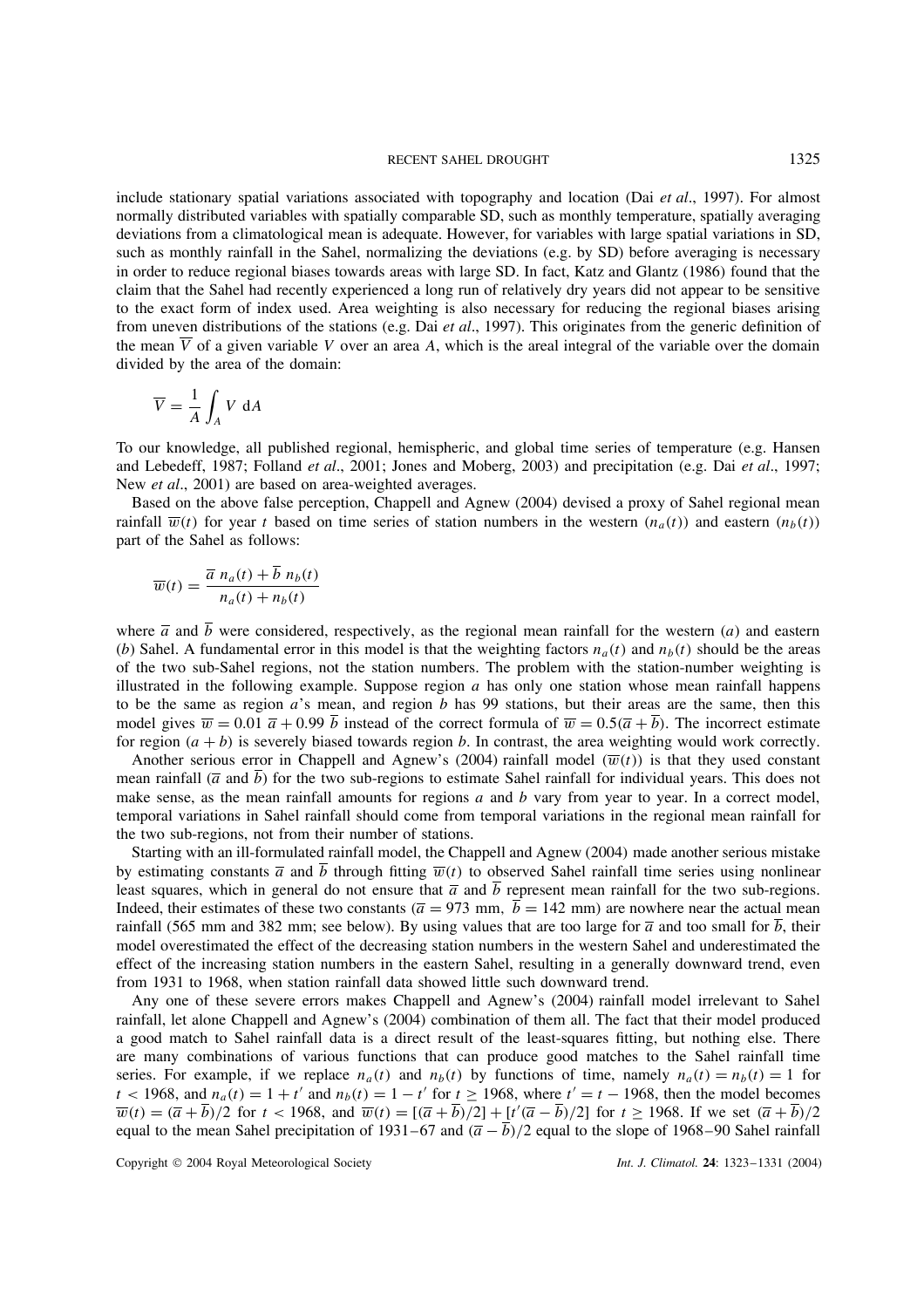include stationary spatial variations associated with topography and location (Dai *et al*., 1997). For almost normally distributed variables with spatially comparable SD, such as monthly temperature, spatially averaging deviations from a climatological mean is adequate. However, for variables with large spatial variations in SD, such as monthly rainfall in the Sahel, normalizing the deviations (e.g. by SD) before averaging is necessary in order to reduce regional biases towards areas with large SD. In fact, Katz and Glantz (1986) found that the claim that the Sahel had recently experienced a long run of relatively dry years did not appear to be sensitive to the exact form of index used. Area weighting is also necessary for reducing the regional biases arising from uneven distributions of the stations (e.g. Dai *et al*., 1997). This originates from the generic definition of the mean $\overline{V}$ of a given variable $V$ over an area $A$, which is the areal integral of the variable over the domain divided by the area of the domain:

$$\overline{V} = \frac{1}{A}\int_A V \ \mathrm{d}A$$

To our knowledge, all published regional, hemispheric, and global time series of temperature (e.g. Hansen and Lebedeff, 1987; Folland *et al*., 2001; Jones and Moberg, 2003) and precipitation (e.g. Dai *et al*., 1997; New *et al*., 2001) are based on area-weighted averages.

Based on the above false perception, Chappell and Agnew (2004) devised a proxy of Sahel regional mean rainfall $\overline{w}(t)$ for year $t$ based on time series of station numbers in the western ($n_a(t)$) and eastern ($n_b(t)$) part of the Sahel as follows:

$$\overline{w}(t) = \frac{\overline{a}\ n_a(t) + \overline{b}\ n_b(t)}{n_a(t) + n_b(t)}$$

where $\overline{a}$ and $\overline{b}$ were considered, respectively, as the regional mean rainfall for the western ($a$) and eastern ($b$) Sahel. A fundamental error in this model is that the weighting factors $n_a(t)$ and $n_b(t)$ should be the areas of the two sub-Sahel regions, not the station numbers. The problem with the station-number weighting is illustrated in the following example. Suppose region $a$ has only one station whose mean rainfall happens to be the same as region $a$'s mean, and region $b$ has 99 stations, but their areas are the same, then this model gives $\overline{w} = 0.01\ \overline{a} + 0.99\ \overline{b}$ instead of the correct formula of $\overline{w} = 0.5(\overline{a} + \overline{b})$. The incorrect estimate for region ($a + b$) is severely biased towards region $b$. In contrast, the area weighting would work correctly.

Another serious error in Chappell and Agnew's (2004) rainfall model ($\overline{w}(t)$) is that they used constant mean rainfall ($\overline{a}$ and $\overline{b}$) for the two sub-regions to estimate Sahel rainfall for individual years. This does not make sense, as the mean rainfall amounts for regions $a$ and $b$ vary from year to year. In a correct model, temporal variations in Sahel rainfall should come from temporal variations in the regional mean rainfall for the two sub-regions, not from their number of stations.

Starting with an ill-formulated rainfall model, the Chappell and Agnew (2004) made another serious mistake by estimating constants $\overline{a}$ and $\overline{b}$ through fitting $\overline{w}(t)$ to observed Sahel rainfall time series using nonlinear least squares, which in general do not ensure that $\overline{a}$ and $\overline{b}$ represent mean rainfall for the two sub-regions. Indeed, their estimates of these two constants ($\overline{a} = 973$ mm, $\overline{b} = 142$ mm) are nowhere near the actual mean rainfall (565 mm and 382 mm; see below). By using values that are too large for $\overline{a}$ and too small for $\overline{b}$, their model overestimated the effect of the decreasing station numbers in the western Sahel and underestimated the effect of the increasing station numbers in the eastern Sahel, resulting in a generally downward trend, even from 1931 to 1968, when station rainfall data showed little such downward trend.

Any one of these severe errors makes Chappell and Agnew's (2004) rainfall model irrelevant to Sahel rainfall, let alone Chappell and Agnew's (2004) combination of them all. The fact that their model produced a good match to Sahel rainfall data is a direct result of the least-squares fitting, but nothing else. There are many combinations of various functions that can produce good matches to the Sahel rainfall time series. For example, if we replace $n_a(t)$ and $n_b(t)$ by functions of time, namely $n_a(t) = n_b(t) = 1$ for $t < 1968$, and $n_a(t) = 1 + t'$ and $n_b(t) = 1 - t'$ for $t \geq 1968$, where $t' = t - 1968$, then the model becomes $\overline{w}(t) = (\overline{a} + \overline{b})/2$ for $t < 1968$, and $\overline{w}(t) = [(\overline{a} + \overline{b})/2] + [t'(\overline{a} - \overline{b})/2]$ for $t \geq 1968$. If we set $(\overline{a} + \overline{b})/2$ equal to the mean Sahel precipitation of 1931–67 and $(\overline{a} - \overline{b})/2$ equal to the slope of 1968–90 Sahel rainfall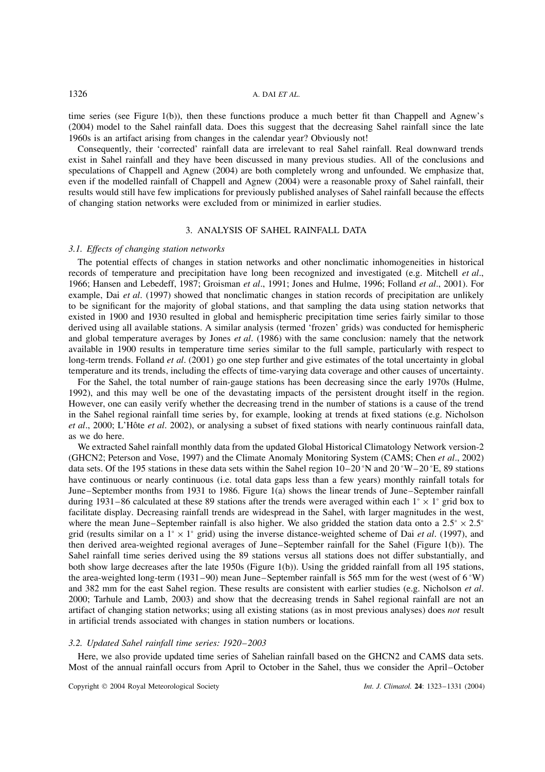time series (see Figure 1(b)), then these functions produce a much better fit than Chappell and Agnew's (2004) model to the Sahel rainfall data. Does this suggest that the decreasing Sahel rainfall since the late 1960s is an artifact arising from changes in the calendar year? Obviously not!

Consequently, their 'corrected' rainfall data are irrelevant to real Sahel rainfall. Real downward trends exist in Sahel rainfall and they have been discussed in many previous studies. All of the conclusions and speculations of Chappell and Agnew (2004) are both completely wrong and unfounded. We emphasize that, even if the modelled rainfall of Chappell and Agnew (2004) were a reasonable proxy of Sahel rainfall, their results would still have few implications for previously published analyses of Sahel rainfall because the effects of changing station networks were excluded from or minimized in earlier studies.

## 3. ANALYSIS OF SAHEL RAINFALL DATA

### *3.1. Effects of changing station networks*

The potential effects of changes in station networks and other nonclimatic inhomogeneities in historical records of temperature and precipitation have long been recognized and investigated (e.g. Mitchell *et al*., 1966; Hansen and Lebedeff, 1987; Groisman *et al*., 1991; Jones and Hulme, 1996; Folland *et al*., 2001). For example, Dai *et al*. (1997) showed that nonclimatic changes in station records of precipitation are unlikely to be significant for the majority of global stations, and that sampling the data using station networks that existed in 1900 and 1930 resulted in global and hemispheric precipitation time series fairly similar to those derived using all available stations. A similar analysis (termed 'frozen' grids) was conducted for hemispheric and global temperature averages by Jones *et al*. (1986) with the same conclusion: namely that the network available in 1900 results in temperature time series similar to the full sample, particularly with respect to long-term trends. Folland *et al*. (2001) go one step further and give estimates of the total uncertainty in global temperature and its trends, including the effects of time-varying data coverage and other causes of uncertainty.

For the Sahel, the total number of rain-gauge stations has been decreasing since the early 1970s (Hulme, 1992), and this may well be one of the devastating impacts of the persistent drought itself in the region. However, one can easily verify whether the decreasing trend in the number of stations is a cause of the trend in the Sahel regional rainfall time series by, for example, looking at trends at fixed stations (e.g. Nicholson *et al*., 2000; L'Hôte *et al*. 2002), or analysing a subset of fixed stations with nearly continuous rainfall data, as we do here.

We extracted Sahel rainfall monthly data from the updated Global Historical Climatology Network version-2 (GHCN2; Peterson and Vose, 1997) and the Climate Anomaly Monitoring System (CAMS; Chen *et al*., 2002) data sets. Of the 195 stations in these data sets within the Sahel region 10–20 °N and 20 °W–20 °E, 89 stations have continuous or nearly continuous (i.e. total data gaps less than a few years) monthly rainfall totals for June–September months from 1931 to 1986. Figure 1(a) shows the linear trends of June–September rainfall during 1931–86 calculated at these 89 stations after the trends were averaged within each $1^{\circ} \times 1^{\circ}$ grid box to facilitate display. Decreasing rainfall trends are widespread in the Sahel, with larger magnitudes in the west, where the mean June–September rainfall is also higher. We also gridded the station data onto a $2.5^{\circ} \times 2.5^{\circ}$ grid (results similar on a $1^{\circ} \times 1^{\circ}$ grid) using the inverse distance-weighted scheme of Dai *et al*. (1997), and then derived area-weighted regional averages of June–September rainfall for the Sahel (Figure 1(b)). The Sahel rainfall time series derived using the 89 stations versus all stations does not differ substantially, and both show large decreases after the late 1950s (Figure 1(b)). Using the gridded rainfall from all 195 stations, the area-weighted long-term (1931–90) mean June–September rainfall is 565 mm for the west (west of 6 °W) and 382 mm for the east Sahel region. These results are consistent with earlier studies (e.g. Nicholson *et al*. 2000; Tarhule and Lamb, 2003) and show that the decreasing trends in Sahel regional rainfall are not an artifact of changing station networks; using all existing stations (as in most previous analyses) does *not* result in artificial trends associated with changes in station numbers or locations.

### *3.2. Updated Sahel rainfall time series: 1920–2003*

Here, we also provide updated time series of Sahelian rainfall based on the GHCN2 and CAMS data sets. Most of the annual rainfall occurs from April to October in the Sahel, thus we consider the April–October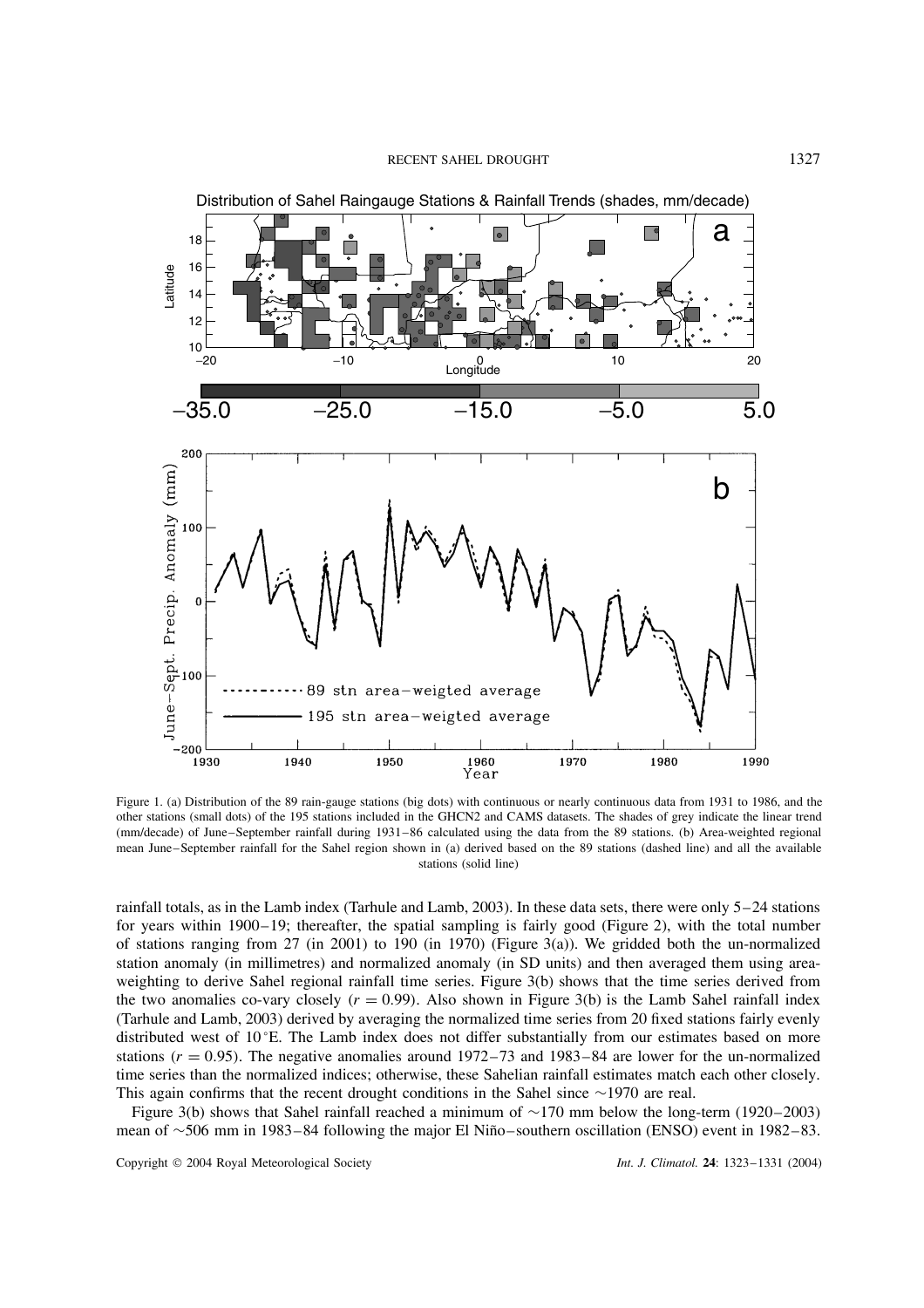Figure 1. (a) Distribution of the 89 rain-gauge stations (big dots) with continuous or nearly continuous data from 1931 to 1986, and the other stations (small dots) of the 195 stations included in the GHCN2 and CAMS datasets. The shades of grey indicate the linear trend (mm/decade) of June–September rainfall during 1931–86 calculated using the data from the 89 stations. (b) Area-weighted regional mean June–September rainfall for the Sahel region shown in (a) derived based on the 89 stations (dashed line) and all the available stations (solid line)

rainfall totals, as in the Lamb index (Tarhule and Lamb, 2003). In these data sets, there were only 5–24 stations for years within 1900–19; thereafter, the spatial sampling is fairly good (Figure 2), with the total number of stations ranging from 27 (in 2001) to 190 (in 1970) (Figure 3(a)). We gridded both the un-normalized station anomaly (in millimetres) and normalized anomaly (in SD units) and then averaged them using area-weighting to derive Sahel regional rainfall time series. Figure 3(b) shows that the time series derived from the two anomalies co-vary closely ($r = 0.99$). Also shown in Figure 3(b) is the Lamb Sahel rainfall index (Tarhule and Lamb, 2003) derived by averaging the normalized time series from 20 fixed stations fairly evenly distributed west of 10 °E. The Lamb index does not differ substantially from our estimates based on more stations ($r = 0.95$). The negative anomalies around 1972–73 and 1983–84 are lower for the un-normalized time series than the normalized indices; otherwise, these Sahelian rainfall estimates match each other closely. This again confirms that the recent drought conditions in the Sahel since ∼1970 are real.

Figure 3(b) shows that Sahel rainfall reached a minimum of ∼170 mm below the long-term (1920–2003) mean of ∼506 mm in 1983–84 following the major El Niño–southern oscillation (ENSO) event in 1982–83.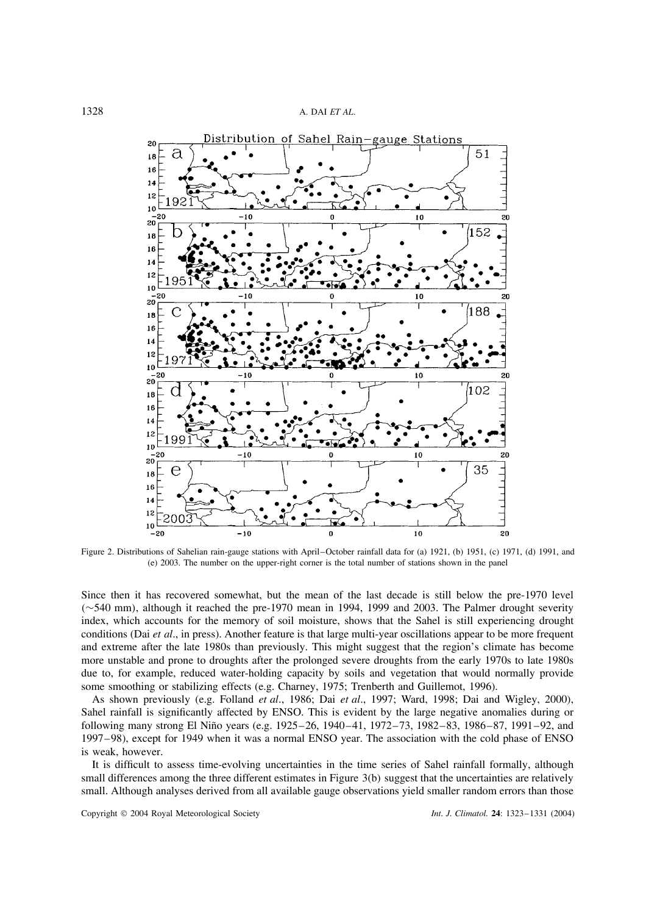Figure 2. Distributions of Sahelian rain-gauge stations with April–October rainfall data for (a) 1921, (b) 1951, (c) 1971, (d) 1991, and (e) 2003. The number on the upper-right corner is the total number of stations shown in the panel

Since then it has recovered somewhat, but the mean of the last decade is still below the pre-1970 level (∼540 mm), although it reached the pre-1970 mean in 1994, 1999 and 2003. The Palmer drought severity index, which accounts for the memory of soil moisture, shows that the Sahel is still experiencing drought conditions (Dai *et al*., in press). Another feature is that large multi-year oscillations appear to be more frequent and extreme after the late 1980s than previously. This might suggest that the region's climate has become more unstable and prone to droughts after the prolonged severe droughts from the early 1970s to late 1980s due to, for example, reduced water-holding capacity by soils and vegetation that would normally provide some smoothing or stabilizing effects (e.g. Charney, 1975; Trenberth and Guillemot, 1996).

As shown previously (e.g. Folland *et al*., 1986; Dai *et al*., 1997; Ward, 1998; Dai and Wigley, 2000), Sahel rainfall is significantly affected by ENSO. This is evident by the large negative anomalies during or following many strong El Niño years (e.g. 1925–26, 1940–41, 1972–73, 1982–83, 1986–87, 1991–92, and 1997–98), except for 1949 when it was a normal ENSO year. The association with the cold phase of ENSO is weak, however.

It is difficult to assess time-evolving uncertainties in the time series of Sahel rainfall formally, although small differences among the three different estimates in Figure 3(b) suggest that the uncertainties are relatively small. Although analyses derived from all available gauge observations yield smaller random errors than those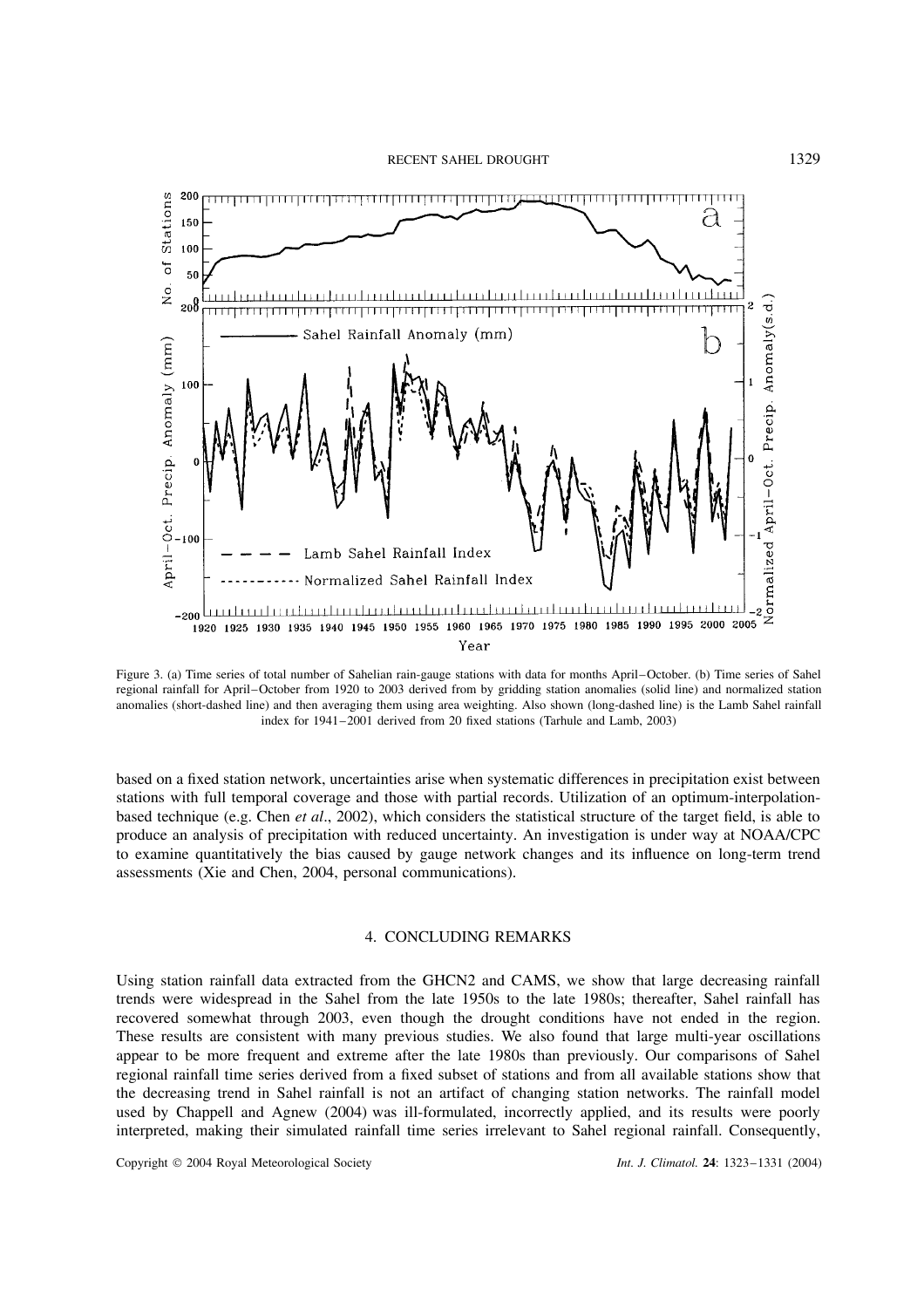Figure 3. (a) Time series of total number of Sahelian rain-gauge stations with data for months April–October. (b) Time series of Sahel regional rainfall for April–October from 1920 to 2003 derived from by gridding station anomalies (solid line) and normalized station anomalies (short-dashed line) and then averaging them using area weighting. Also shown (long-dashed line) is the Lamb Sahel rainfall index for 1941–2001 derived from 20 fixed stations (Tarhule and Lamb, 2003)

based on a fixed station network, uncertainties arise when systematic differences in precipitation exist between stations with full temporal coverage and those with partial records. Utilization of an optimum-interpolation-based technique (e.g. Chen *et al*., 2002), which considers the statistical structure of the target field, is able to produce an analysis of precipitation with reduced uncertainty. An investigation is under way at NOAA/CPC to examine quantitatively the bias caused by gauge network changes and its influence on long-term trend assessments (Xie and Chen, 2004, personal communications).

## 4. CONCLUDING REMARKS

Using station rainfall data extracted from the GHCN2 and CAMS, we show that large decreasing rainfall trends were widespread in the Sahel from the late 1950s to the late 1980s; thereafter, Sahel rainfall has recovered somewhat through 2003, even though the drought conditions have not ended in the region. These results are consistent with many previous studies. We also found that large multi-year oscillations appear to be more frequent and extreme after the late 1980s than previously. Our comparisons of Sahel regional rainfall time series derived from a fixed subset of stations and from all available stations show that the decreasing trend in Sahel rainfall is not an artifact of changing station networks. The rainfall model used by Chappell and Agnew (2004) was ill-formulated, incorrectly applied, and its results were poorly interpreted, making their simulated rainfall time series irrelevant to Sahel regional rainfall. Consequently,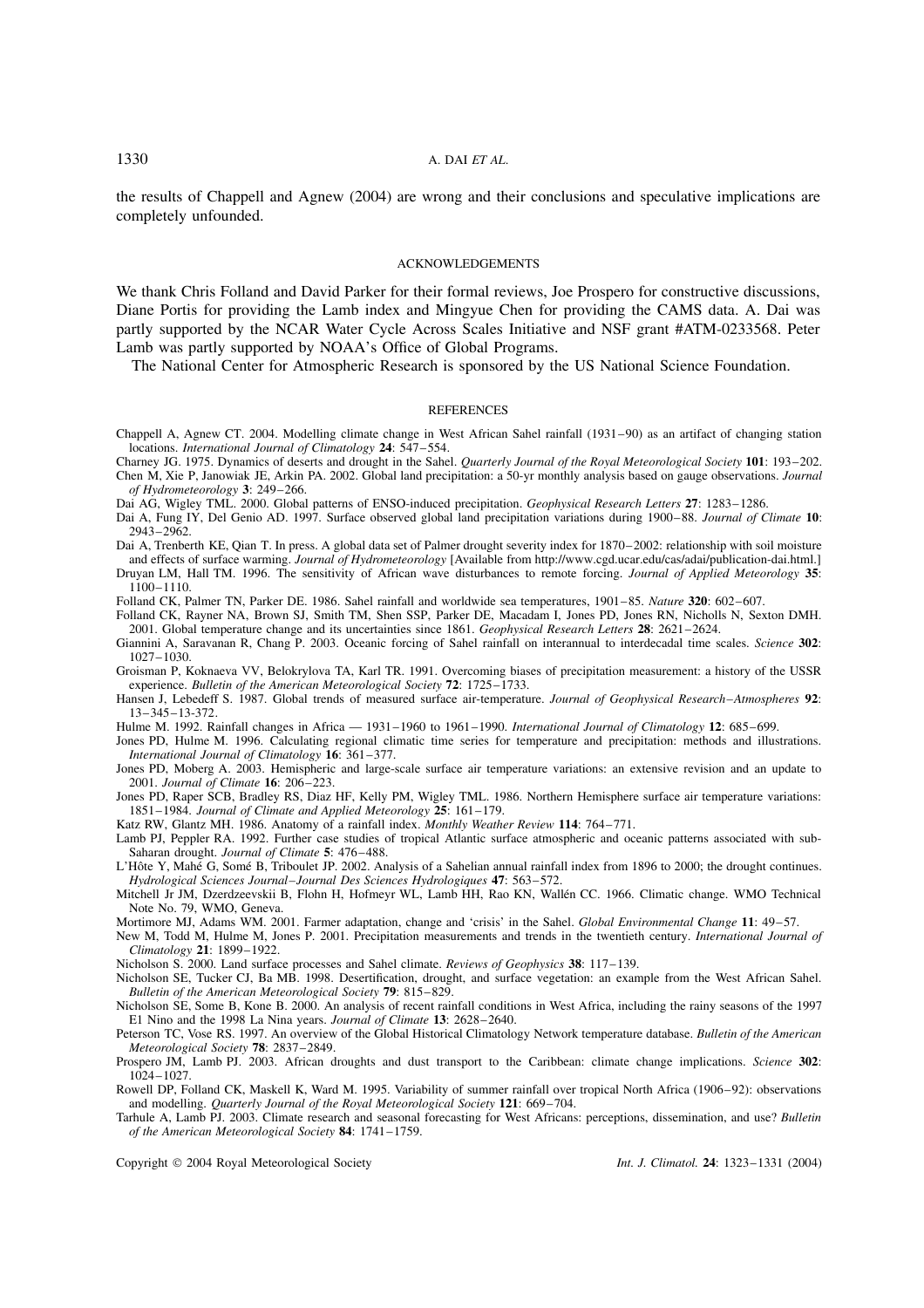the results of Chappell and Agnew (2004) are wrong and their conclusions and speculative implications are completely unfounded.

## ACKNOWLEDGEMENTS

We thank Chris Folland and David Parker for their formal reviews, Joe Prospero for constructive discussions, Diane Portis for providing the Lamb index and Mingyue Chen for providing the CAMS data. A. Dai was partly supported by the NCAR Water Cycle Across Scales Initiative and NSF grant #ATM-0233568. Peter Lamb was partly supported by NOAA's Office of Global Programs.

The National Center for Atmospheric Research is sponsored by the US National Science Foundation.

## REFERENCES

Chappell A, Agnew CT. 2004. Modelling climate change in West African Sahel rainfall (1931–90) as an artifact of changing station locations. *International Journal of Climatology* **24**: 547–554.

Charney JG. 1975. Dynamics of deserts and drought in the Sahel. *Quarterly Journal of the Royal Meteorological Society* **101**: 193–202.

Chen M, Xie P, Janowiak JE, Arkin PA. 2002. Global land precipitation: a 50-yr monthly analysis based on gauge observations. *Journal of Hydrometeorology* **3**: 249–266.

Dai AG, Wigley TML. 2000. Global patterns of ENSO-induced precipitation. *Geophysical Research Letters* **27**: 1283–1286.

Dai A, Fung IY, Del Genio AD. 1997. Surface observed global land precipitation variations during 1900–88. *Journal of Climate* **10**: 2943–2962.

Dai A, Trenberth KE, Qian T. In press. A global data set of Palmer drought severity index for 1870–2002: relationship with soil moisture and effects of surface warming. *Journal of Hydrometeorology* [Available from http://www.cgd.ucar.edu/cas/adai/publication-dai.html.]

Druyan LM, Hall TM. 1996. The sensitivity of African wave disturbances to remote forcing. *Journal of Applied Meteorology* **35**: 1100–1110.

Folland CK, Palmer TN, Parker DE. 1986. Sahel rainfall and worldwide sea temperatures, 1901–85. *Nature* **320**: 602–607.

Folland CK, Rayner NA, Brown SJ, Smith TM, Shen SSP, Parker DE, Macadam I, Jones PD, Jones RN, Nicholls N, Sexton DMH. 2001. Global temperature change and its uncertainties since 1861. *Geophysical Research Letters* **28**: 2621–2624.

Giannini A, Saravanan R, Chang P. 2003. Oceanic forcing of Sahel rainfall on interannual to interdecadal time scales. *Science* **302**: 1027–1030.

Groisman P, Koknaeva VV, Belokrylova TA, Karl TR. 1991. Overcoming biases of precipitation measurement: a history of the USSR experience. *Bulletin of the American Meteorological Society* **72**: 1725–1733.

Hansen J, Lebedeff S. 1987. Global trends of measured surface air-temperature. *Journal of Geophysical Research–Atmospheres* **92**: 13–345–13-372.

Hulme M. 1992. Rainfall changes in Africa — 1931–1960 to 1961–1990. *International Journal of Climatology* **12**: 685–699.

Jones PD, Hulme M. 1996. Calculating regional climatic time series for temperature and precipitation: methods and illustrations. *International Journal of Climatology* **16**: 361–377.

Jones PD, Moberg A. 2003. Hemispheric and large-scale surface air temperature variations: an extensive revision and an update to 2001. *Journal of Climate* **16**: 206–223.

Jones PD, Raper SCB, Bradley RS, Diaz HF, Kelly PM, Wigley TML. 1986. Northern Hemisphere surface air temperature variations: 1851–1984. *Journal of Climate and Applied Meteorology* **25**: 161–179.

Katz RW, Glantz MH. 1986. Anatomy of a rainfall index. *Monthly Weather Review* **114**: 764–771.

Lamb PJ, Peppler RA. 1992. Further case studies of tropical Atlantic surface atmospheric and oceanic patterns associated with sub-Saharan drought. *Journal of Climate* **5**: 476–488.

L'Hôte Y, Mahé G, Somé B, Triboulet JP. 2002. Analysis of a Sahelian annual rainfall index from 1896 to 2000; the drought continues. *Hydrological Sciences Journal–Journal Des Sciences Hydrologiques* **47**: 563–572.

Mitchell Jr JM, Dzerdzeevskii B, Flohn H, Hofmeyr WL, Lamb HH, Rao KN, Wallén CC. 1966. Climatic change. WMO Technical Note No. 79, WMO, Geneva.

Mortimore MJ, Adams WM. 2001. Farmer adaptation, change and 'crisis' in the Sahel. *Global Environmental Change* **11**: 49–57.

New M, Todd M, Hulme M, Jones P. 2001. Precipitation measurements and trends in the twentieth century. *International Journal of Climatology* **21**: 1899–1922.

Nicholson S. 2000. Land surface processes and Sahel climate. *Reviews of Geophysics* **38**: 117–139.

Nicholson SE, Tucker CJ, Ba MB. 1998. Desertification, drought, and surface vegetation: an example from the West African Sahel. *Bulletin of the American Meteorological Society* **79**: 815–829.

Nicholson SE, Some B, Kone B. 2000. An analysis of recent rainfall conditions in West Africa, including the rainy seasons of the 1997 El Nino and the 1998 La Nina years. *Journal of Climate* **13**: 2628–2640.

Peterson TC, Vose RS. 1997. An overview of the Global Historical Climatology Network temperature database. *Bulletin of the American Meteorological Society* **78**: 2837–2849.

Prospero JM, Lamb PJ. 2003. African droughts and dust transport to the Caribbean: climate change implications. *Science* **302**: 1024–1027.

Rowell DP, Folland CK, Maskell K, Ward M. 1995. Variability of summer rainfall over tropical North Africa (1906–92): observations and modelling. *Quarterly Journal of the Royal Meteorological Society* **121**: 669–704.

Tarhule A, Lamb PJ. 2003. Climate research and seasonal forecasting for West Africans: perceptions, dissemination, and use? *Bulletin of the American Meteorological Society* **84**: 1741–1759.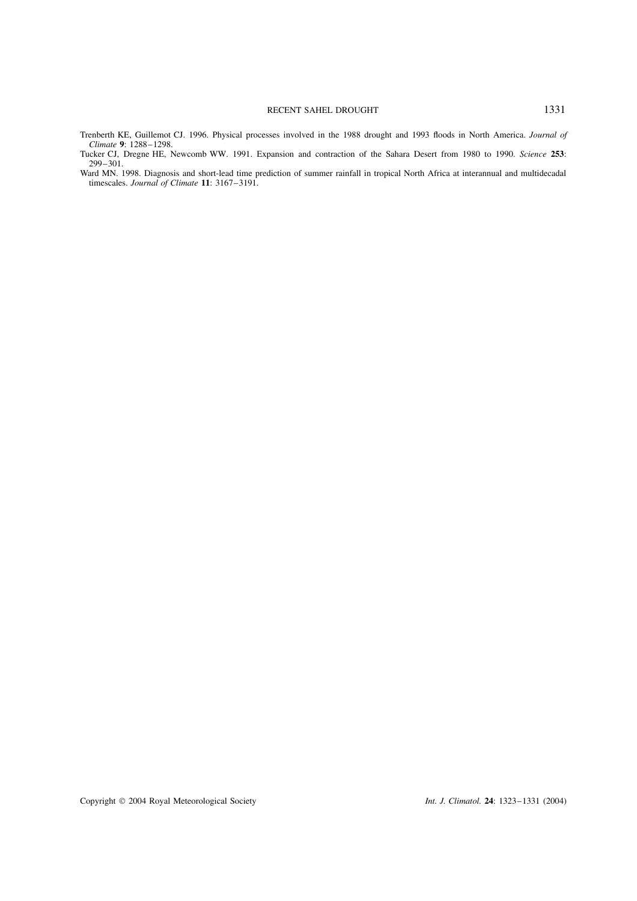Trenberth KE, Guillemot CJ. 1996. Physical processes involved in the 1988 drought and 1993 floods in North America. *Journal of Climate* **9**: 1288–1298.

Tucker CJ, Dregne HE, Newcomb WW. 1991. Expansion and contraction of the Sahara Desert from 1980 to 1990. *Science* **253**: 299–301.

Ward MN. 1998. Diagnosis and short-lead time prediction of summer rainfall in tropical North Africa at interannual and multidecadal timescales. *Journal of Climate* **11**: 3167–3191.